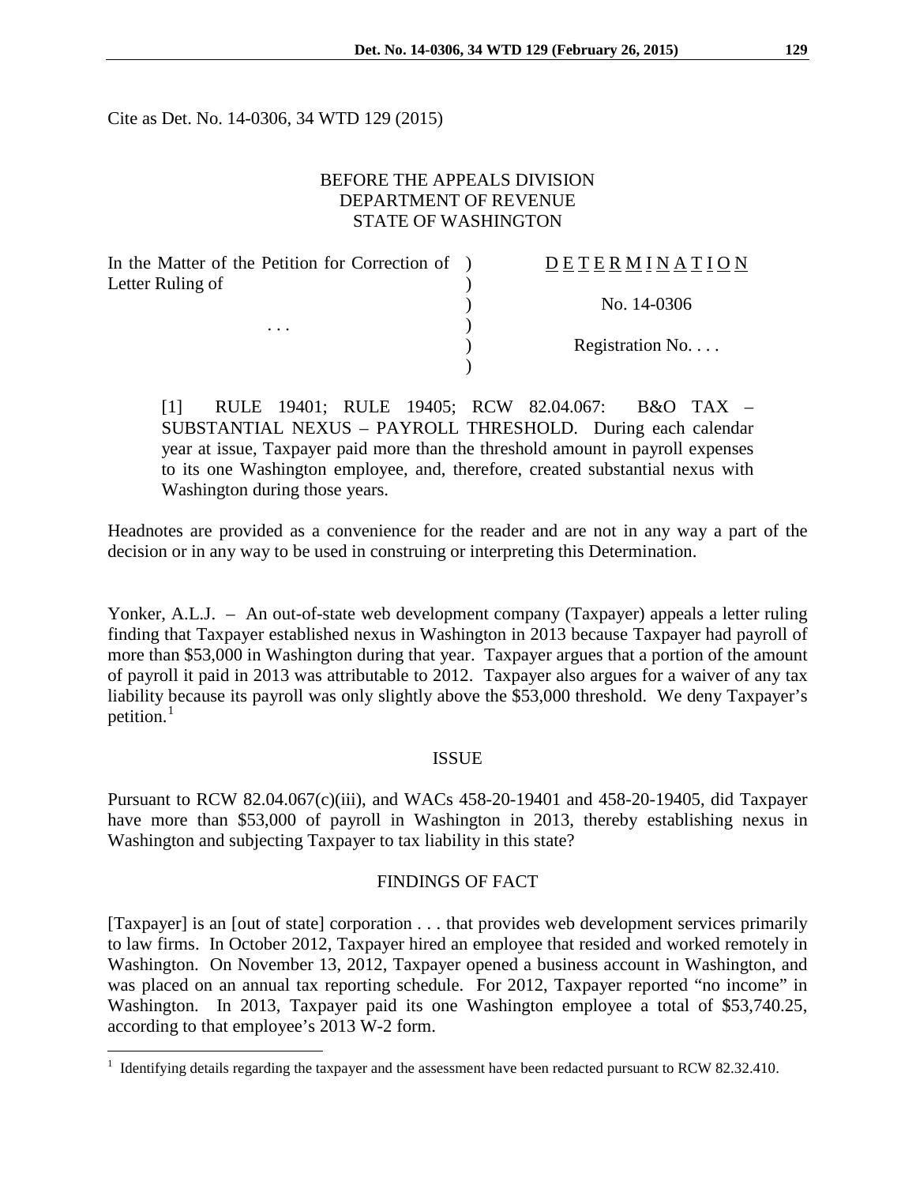Cite as Det. No. 14-0306, 34 WTD 129 (2015)

BEFORE THE APPEALS DIVISION
DEPARTMENT OF REVENUE
STATE OF WASHINGTON

| In the Matter of the Petition for Correction of Letter Ruling of | ) | D E T E R M I N A T I O N |
|---|---|---|
| | ) | |
| | ) | No. 14-0306 |
| . . . | ) | |
| | ) | Registration No. . . . |
| | ) | |

> [1] RULE 19401; RULE 19405; RCW 82.04.067: B&O TAX – SUBSTANTIAL NEXUS – PAYROLL THRESHOLD. During each calendar year at issue, Taxpayer paid more than the threshold amount in payroll expenses to its one Washington employee, and, therefore, created substantial nexus with Washington during those years.

Headnotes are provided as a convenience for the reader and are not in any way a part of the decision or in any way to be used in construing or interpreting this Determination.

Yonker, A.L.J. – An out-of-state web development company (Taxpayer) appeals a letter ruling finding that Taxpayer established nexus in Washington in 2013 because Taxpayer had payroll of more than $53,000 in Washington during that year. Taxpayer argues that a portion of the amount of payroll it paid in 2013 was attributable to 2012. Taxpayer also argues for a waiver of any tax liability because its payroll was only slightly above the $53,000 threshold. We deny Taxpayer's petition.[1]

## ISSUE

Pursuant to RCW 82.04.067(c)(iii), and WACs 458-20-19401 and 458-20-19405, did Taxpayer have more than $53,000 of payroll in Washington in 2013, thereby establishing nexus in Washington and subjecting Taxpayer to tax liability in this state?

## FINDINGS OF FACT

[Taxpayer] is an [out of state] corporation . . . that provides web development services primarily to law firms. In October 2012, Taxpayer hired an employee that resided and worked remotely in Washington. On November 13, 2012, Taxpayer opened a business account in Washington, and was placed on an annual tax reporting schedule. For 2012, Taxpayer reported "no income" in Washington. In 2013, Taxpayer paid its one Washington employee a total of $53,740.25, according to that employee's 2013 W-2 form.

---

[1] Identifying details regarding the taxpayer and the assessment have been redacted pursuant to RCW 82.32.410.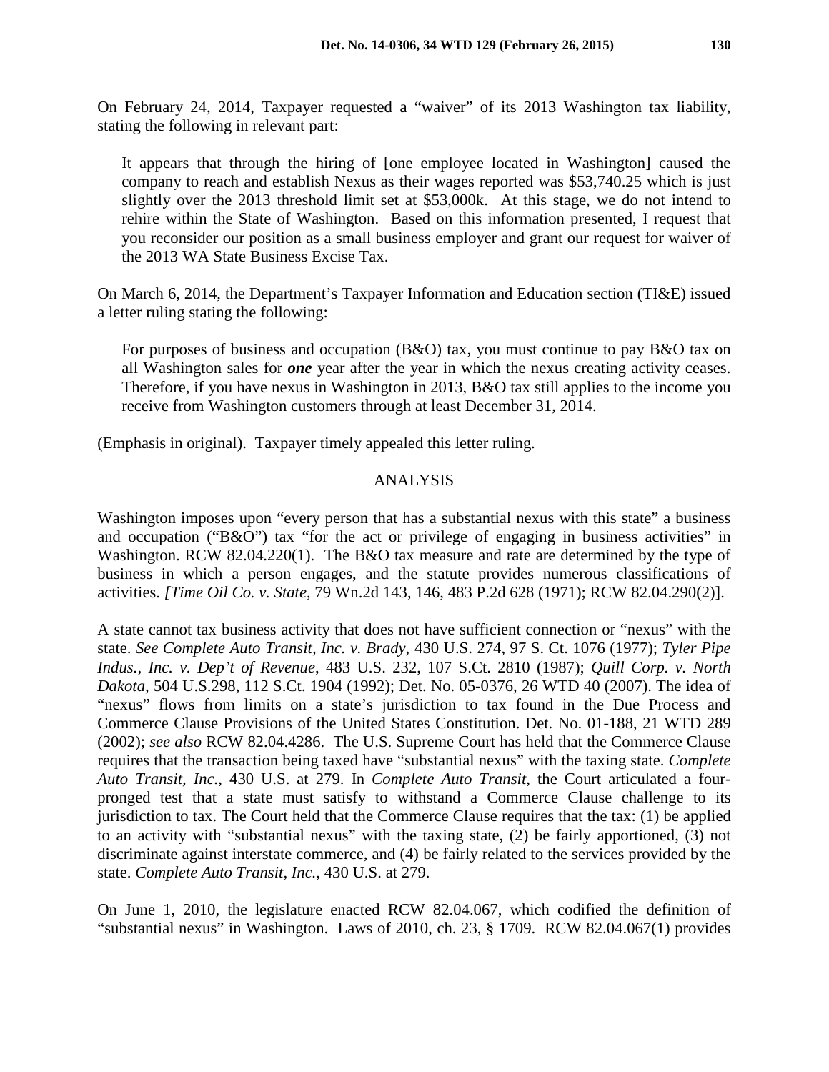On February 24, 2014, Taxpayer requested a "waiver" of its 2013 Washington tax liability, stating the following in relevant part:

> It appears that through the hiring of [one employee located in Washington] caused the company to reach and establish Nexus as their wages reported was $53,740.25 which is just slightly over the 2013 threshold limit set at $53,000k. At this stage, we do not intend to rehire within the State of Washington. Based on this information presented, I request that you reconsider our position as a small business employer and grant our request for waiver of the 2013 WA State Business Excise Tax.

On March 6, 2014, the Department's Taxpayer Information and Education section (TI&E) issued a letter ruling stating the following:

> For purposes of business and occupation (B&O) tax, you must continue to pay B&O tax on all Washington sales for ***one*** year after the year in which the nexus creating activity ceases. Therefore, if you have nexus in Washington in 2013, B&O tax still applies to the income you receive from Washington customers through at least December 31, 2014.

(Emphasis in original). Taxpayer timely appealed this letter ruling.

## ANALYSIS

Washington imposes upon "every person that has a substantial nexus with this state" a business and occupation ("B&O") tax "for the act or privilege of engaging in business activities" in Washington. RCW 82.04.220(1). The B&O tax measure and rate are determined by the type of business in which a person engages, and the statute provides numerous classifications of activities. *[Time Oil Co. v. State*, 79 Wn.2d 143, 146, 483 P.2d 628 (1971); RCW 82.04.290(2)].

A state cannot tax business activity that does not have sufficient connection or "nexus" with the state. *See Complete Auto Transit, Inc. v. Brady*, 430 U.S. 274, 97 S. Ct. 1076 (1977); *Tyler Pipe Indus., Inc. v. Dep't of Revenue*, 483 U.S. 232, 107 S.Ct. 2810 (1987); *Quill Corp. v. North Dakota*, 504 U.S.298, 112 S.Ct. 1904 (1992); Det. No. 05-0376, 26 WTD 40 (2007). The idea of "nexus" flows from limits on a state's jurisdiction to tax found in the Due Process and Commerce Clause Provisions of the United States Constitution. Det. No. 01-188, 21 WTD 289 (2002); *see also* RCW 82.04.4286. The U.S. Supreme Court has held that the Commerce Clause requires that the transaction being taxed have "substantial nexus" with the taxing state. *Complete Auto Transit, Inc.*, 430 U.S. at 279. In *Complete Auto Transit*, the Court articulated a four-pronged test that a state must satisfy to withstand a Commerce Clause challenge to its jurisdiction to tax. The Court held that the Commerce Clause requires that the tax: (1) be applied to an activity with "substantial nexus" with the taxing state, (2) be fairly apportioned, (3) not discriminate against interstate commerce, and (4) be fairly related to the services provided by the state. *Complete Auto Transit, Inc.*, 430 U.S. at 279.

On June 1, 2010, the legislature enacted RCW 82.04.067, which codified the definition of "substantial nexus" in Washington. Laws of 2010, ch. 23, § 1709. RCW 82.04.067(1) provides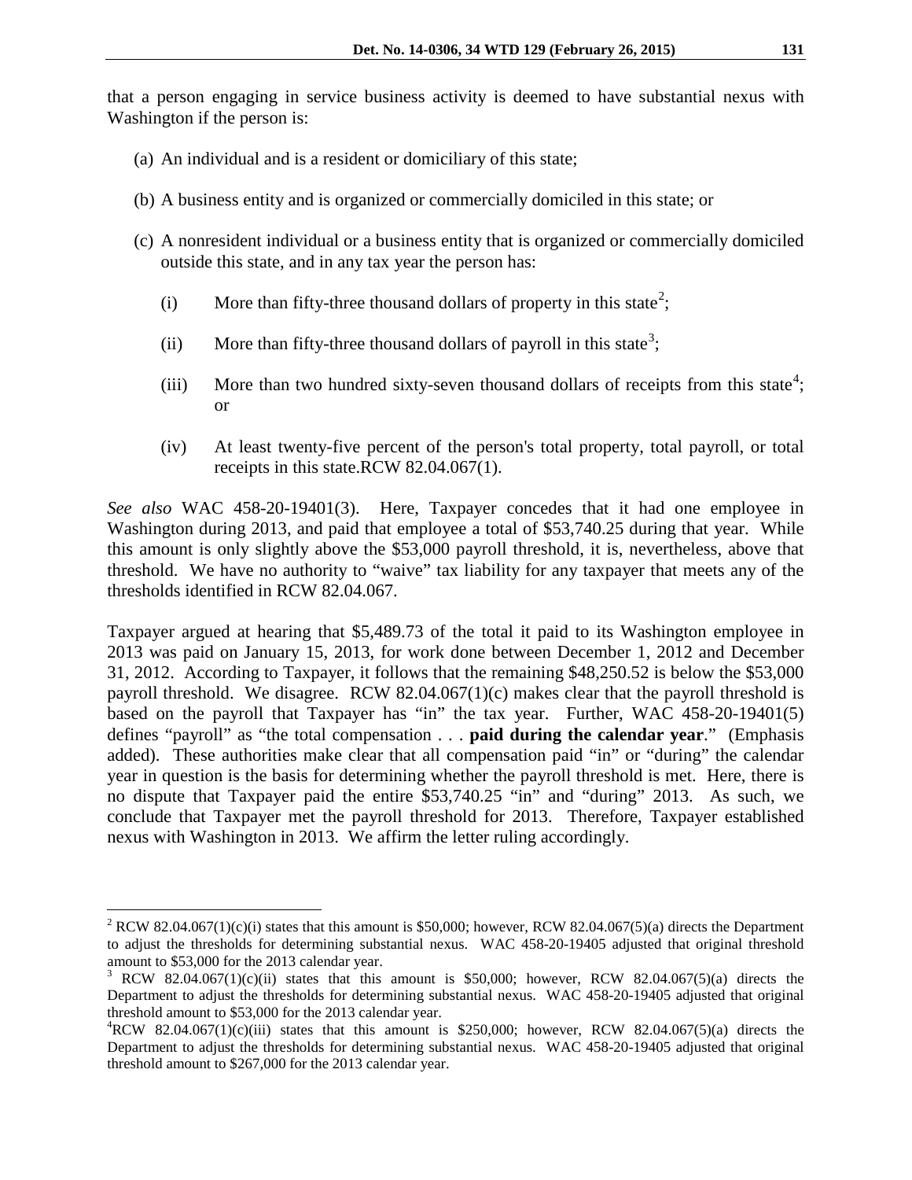that a person engaging in service business activity is deemed to have substantial nexus with Washington if the person is:

(a) An individual and is a resident or domiciliary of this state;

(b) A business entity and is organized or commercially domiciled in this state; or

(c) A nonresident individual or a business entity that is organized or commercially domiciled outside this state, and in any tax year the person has:

(i) More than fifty-three thousand dollars of property in this state[2];

(ii) More than fifty-three thousand dollars of payroll in this state[3];

(iii) More than two hundred sixty-seven thousand dollars of receipts from this state[4]; or

(iv) At least twenty-five percent of the person's total property, total payroll, or total receipts in this state.RCW 82.04.067(1).

*See also* WAC 458-20-19401(3). Here, Taxpayer concedes that it had one employee in Washington during 2013, and paid that employee a total of $53,740.25 during that year. While this amount is only slightly above the $53,000 payroll threshold, it is, nevertheless, above that threshold. We have no authority to "waive" tax liability for any taxpayer that meets any of the thresholds identified in RCW 82.04.067.

Taxpayer argued at hearing that $5,489.73 of the total it paid to its Washington employee in 2013 was paid on January 15, 2013, for work done between December 1, 2012 and December 31, 2012. According to Taxpayer, it follows that the remaining $48,250.52 is below the $53,000 payroll threshold. We disagree. RCW 82.04.067(1)(c) makes clear that the payroll threshold is based on the payroll that Taxpayer has "in" the tax year. Further, WAC 458-20-19401(5) defines "payroll" as "the total compensation . . . **paid during the calendar year**." (Emphasis added). These authorities make clear that all compensation paid "in" or "during" the calendar year in question is the basis for determining whether the payroll threshold is met. Here, there is no dispute that Taxpayer paid the entire $53,740.25 "in" and "during" 2013. As such, we conclude that Taxpayer met the payroll threshold for 2013. Therefore, Taxpayer established nexus with Washington in 2013. We affirm the letter ruling accordingly.

---

[2] RCW 82.04.067(1)(c)(i) states that this amount is $50,000; however, RCW 82.04.067(5)(a) directs the Department to adjust the thresholds for determining substantial nexus. WAC 458-20-19405 adjusted that original threshold amount to $53,000 for the 2013 calendar year.

[3] RCW 82.04.067(1)(c)(ii) states that this amount is $50,000; however, RCW 82.04.067(5)(a) directs the Department to adjust the thresholds for determining substantial nexus. WAC 458-20-19405 adjusted that original threshold amount to $53,000 for the 2013 calendar year.

[4] RCW 82.04.067(1)(c)(iii) states that this amount is $250,000; however, RCW 82.04.067(5)(a) directs the Department to adjust the thresholds for determining substantial nexus. WAC 458-20-19405 adjusted that original threshold amount to $267,000 for the 2013 calendar year.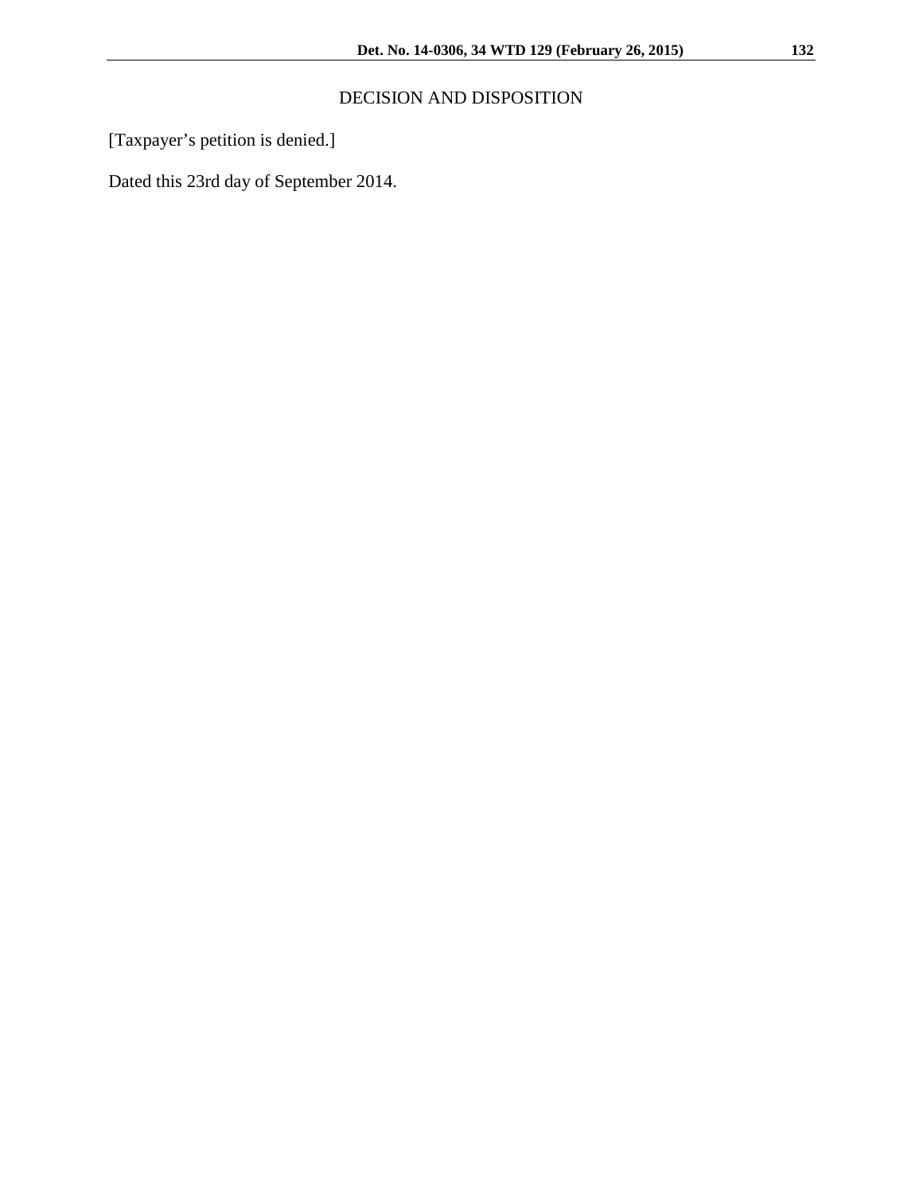## DECISION AND DISPOSITION

[Taxpayer's petition is denied.]

Dated this 23rd day of September 2014.